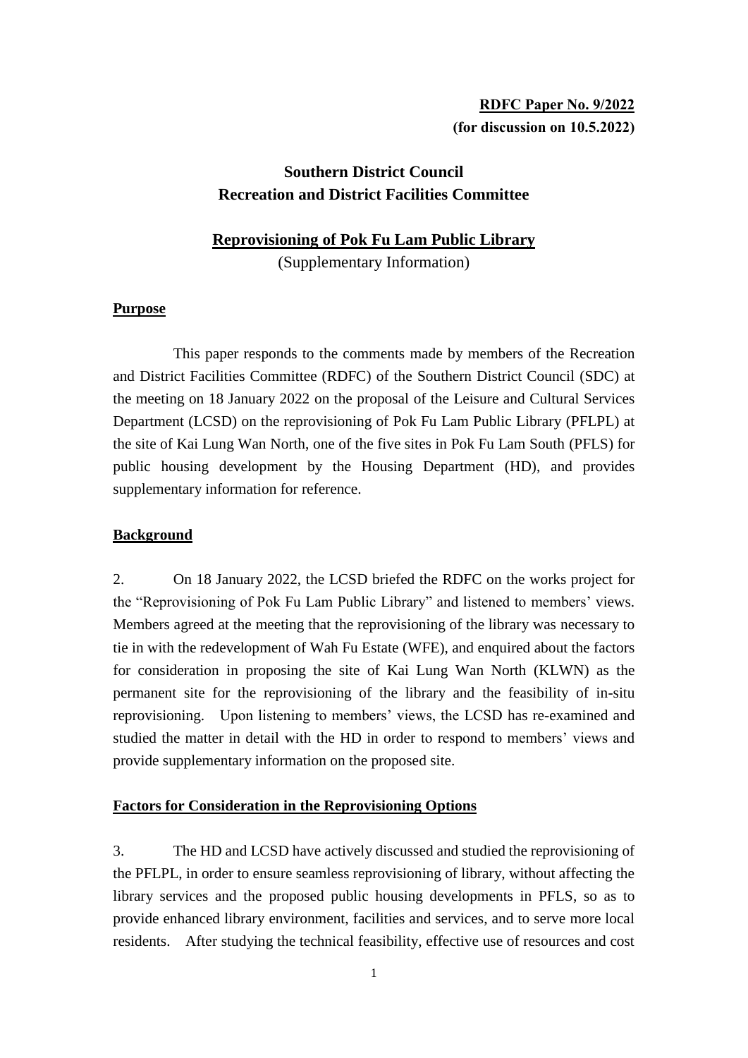**RDFC Paper No. 9/2022**
**(for discussion on 10.5.2022)**

# Southern District Council
# Recreation and District Facilities Committee

## Reprovisioning of Pok Fu Lam Public Library

(Supplementary Information)

### Purpose

This paper responds to the comments made by members of the Recreation and District Facilities Committee (RDFC) of the Southern District Council (SDC) at the meeting on 18 January 2022 on the proposal of the Leisure and Cultural Services Department (LCSD) on the reprovisioning of Pok Fu Lam Public Library (PFLPL) at the site of Kai Lung Wan North, one of the five sites in Pok Fu Lam South (PFLS) for public housing development by the Housing Department (HD), and provides supplementary information for reference.

### Background

2. On 18 January 2022, the LCSD briefed the RDFC on the works project for the "Reprovisioning of Pok Fu Lam Public Library" and listened to members' views. Members agreed at the meeting that the reprovisioning of the library was necessary to tie in with the redevelopment of Wah Fu Estate (WFE), and enquired about the factors for consideration in proposing the site of Kai Lung Wan North (KLWN) as the permanent site for the reprovisioning of the library and the feasibility of in-situ reprovisioning. Upon listening to members' views, the LCSD has re-examined and studied the matter in detail with the HD in order to respond to members' views and provide supplementary information on the proposed site.

### Factors for Consideration in the Reprovisioning Options

3. The HD and LCSD have actively discussed and studied the reprovisioning of the PFLPL, in order to ensure seamless reprovisioning of library, without affecting the library services and the proposed public housing developments in PFLS, so as to provide enhanced library environment, facilities and services, and to serve more local residents. After studying the technical feasibility, effective use of resources and cost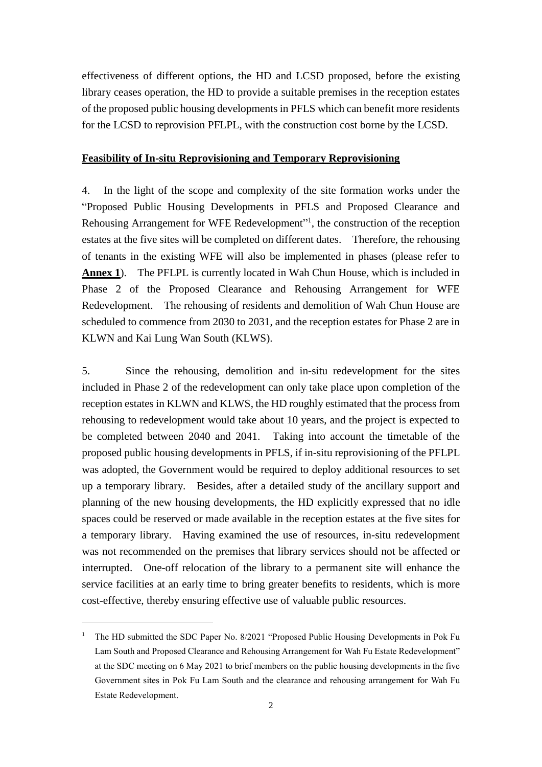effectiveness of different options, the HD and LCSD proposed, before the existing library ceases operation, the HD to provide a suitable premises in the reception estates of the proposed public housing developments in PFLS which can benefit more residents for the LCSD to reprovision PFLPL, with the construction cost borne by the LCSD.

**Feasibility of In-situ Reprovisioning and Temporary Reprovisioning**

4. In the light of the scope and complexity of the site formation works under the "Proposed Public Housing Developments in PFLS and Proposed Clearance and Rehousing Arrangement for WFE Redevelopment"[1], the construction of the reception estates at the five sites will be completed on different dates. Therefore, the rehousing of tenants in the existing WFE will also be implemented in phases (please refer to **Annex 1**). The PFLPL is currently located in Wah Chun House, which is included in Phase 2 of the Proposed Clearance and Rehousing Arrangement for WFE Redevelopment. The rehousing of residents and demolition of Wah Chun House are scheduled to commence from 2030 to 2031, and the reception estates for Phase 2 are in KLWN and Kai Lung Wan South (KLWS).

5. Since the rehousing, demolition and in-situ redevelopment for the sites included in Phase 2 of the redevelopment can only take place upon completion of the reception estates in KLWN and KLWS, the HD roughly estimated that the process from rehousing to redevelopment would take about 10 years, and the project is expected to be completed between 2040 and 2041. Taking into account the timetable of the proposed public housing developments in PFLS, if in-situ reprovisioning of the PFLPL was adopted, the Government would be required to deploy additional resources to set up a temporary library. Besides, after a detailed study of the ancillary support and planning of the new housing developments, the HD explicitly expressed that no idle spaces could be reserved or made available in the reception estates at the five sites for a temporary library. Having examined the use of resources, in-situ redevelopment was not recommended on the premises that library services should not be affected or interrupted. One-off relocation of the library to a permanent site will enhance the service facilities at an early time to bring greater benefits to residents, which is more cost-effective, thereby ensuring effective use of valuable public resources.

---

[1] The HD submitted the SDC Paper No. 8/2021 "Proposed Public Housing Developments in Pok Fu Lam South and Proposed Clearance and Rehousing Arrangement for Wah Fu Estate Redevelopment" at the SDC meeting on 6 May 2021 to brief members on the public housing developments in the five Government sites in Pok Fu Lam South and the clearance and rehousing arrangement for Wah Fu Estate Redevelopment.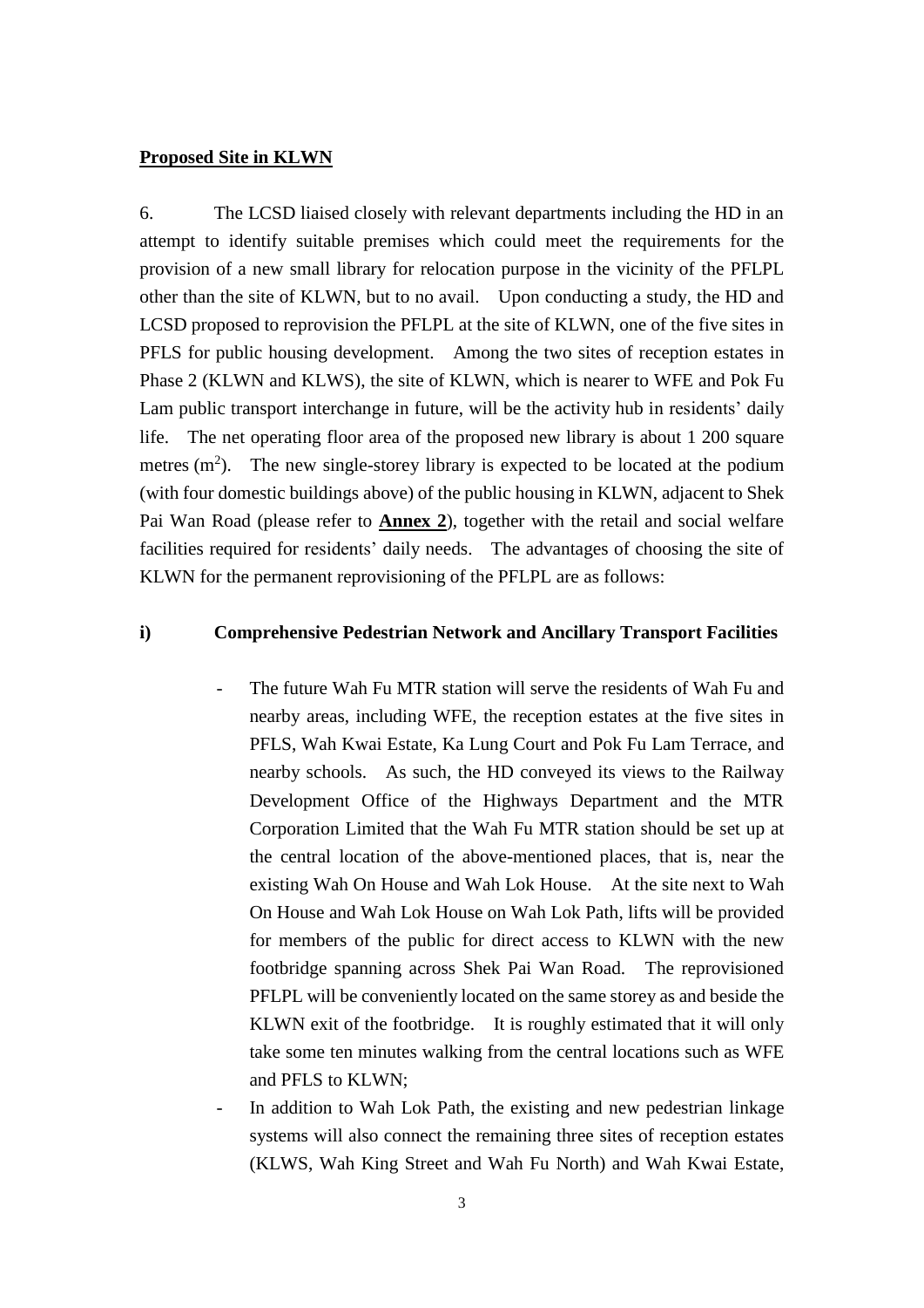**Proposed Site in KLWN**

6. The LCSD liaised closely with relevant departments including the HD in an attempt to identify suitable premises which could meet the requirements for the provision of a new small library for relocation purpose in the vicinity of the PFLPL other than the site of KLWN, but to no avail. Upon conducting a study, the HD and LCSD proposed to reprovision the PFLPL at the site of KLWN, one of the five sites in PFLS for public housing development. Among the two sites of reception estates in Phase 2 (KLWN and KLWS), the site of KLWN, which is nearer to WFE and Pok Fu Lam public transport interchange in future, will be the activity hub in residents' daily life. The net operating floor area of the proposed new library is about 1 200 square metres ($m^2$). The new single-storey library is expected to be located at the podium (with four domestic buildings above) of the public housing in KLWN, adjacent to Shek Pai Wan Road (please refer to **Annex 2**), together with the retail and social welfare facilities required for residents' daily needs. The advantages of choosing the site of KLWN for the permanent reprovisioning of the PFLPL are as follows:

**i) Comprehensive Pedestrian Network and Ancillary Transport Facilities**

- The future Wah Fu MTR station will serve the residents of Wah Fu and nearby areas, including WFE, the reception estates at the five sites in PFLS, Wah Kwai Estate, Ka Lung Court and Pok Fu Lam Terrace, and nearby schools. As such, the HD conveyed its views to the Railway Development Office of the Highways Department and the MTR Corporation Limited that the Wah Fu MTR station should be set up at the central location of the above-mentioned places, that is, near the existing Wah On House and Wah Lok House. At the site next to Wah On House and Wah Lok House on Wah Lok Path, lifts will be provided for members of the public for direct access to KLWN with the new footbridge spanning across Shek Pai Wan Road. The reprovisioned PFLPL will be conveniently located on the same storey as and beside the KLWN exit of the footbridge. It is roughly estimated that it will only take some ten minutes walking from the central locations such as WFE and PFLS to KLWN;
- In addition to Wah Lok Path, the existing and new pedestrian linkage systems will also connect the remaining three sites of reception estates (KLWS, Wah King Street and Wah Fu North) and Wah Kwai Estate,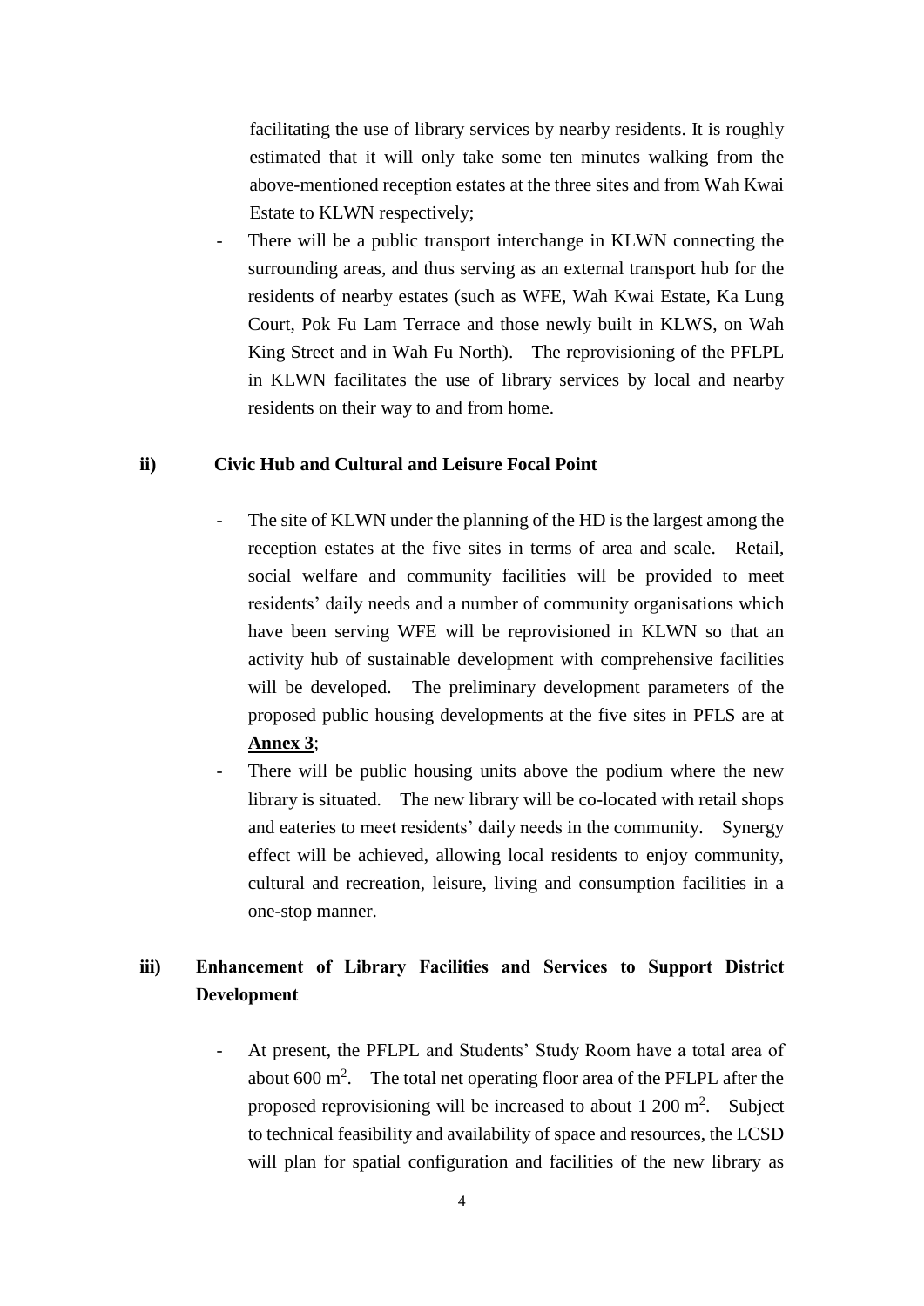facilitating the use of library services by nearby residents. It is roughly estimated that it will only take some ten minutes walking from the above-mentioned reception estates at the three sites and from Wah Kwai Estate to KLWN respectively;

- There will be a public transport interchange in KLWN connecting the surrounding areas, and thus serving as an external transport hub for the residents of nearby estates (such as WFE, Wah Kwai Estate, Ka Lung Court, Pok Fu Lam Terrace and those newly built in KLWS, on Wah King Street and in Wah Fu North). The reprovisioning of the PFLPL in KLWN facilitates the use of library services by local and nearby residents on their way to and from home.

**ii) Civic Hub and Cultural and Leisure Focal Point**

- The site of KLWN under the planning of the HD is the largest among the reception estates at the five sites in terms of area and scale. Retail, social welfare and community facilities will be provided to meet residents' daily needs and a number of community organisations which have been serving WFE will be reprovisioned in KLWN so that an activity hub of sustainable development with comprehensive facilities will be developed. The preliminary development parameters of the proposed public housing developments at the five sites in PFLS are at **Annex 3**;
- There will be public housing units above the podium where the new library is situated. The new library will be co-located with retail shops and eateries to meet residents' daily needs in the community. Synergy effect will be achieved, allowing local residents to enjoy community, cultural and recreation, leisure, living and consumption facilities in a one-stop manner.

**iii) Enhancement of Library Facilities and Services to Support District Development**

- At present, the PFLPL and Students' Study Room have a total area of about 600 m$^2$. The total net operating floor area of the PFLPL after the proposed reprovisioning will be increased to about 1 200 m$^2$. Subject to technical feasibility and availability of space and resources, the LCSD will plan for spatial configuration and facilities of the new library as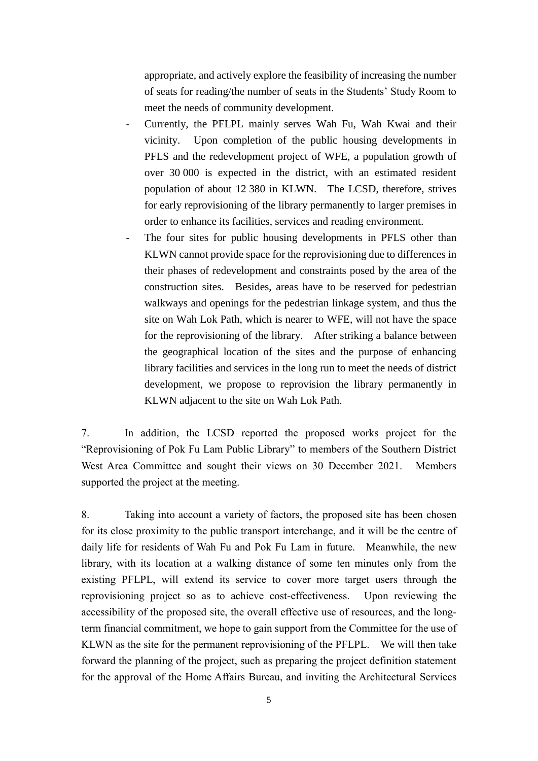appropriate, and actively explore the feasibility of increasing the number of seats for reading/the number of seats in the Students' Study Room to meet the needs of community development.

- Currently, the PFLPL mainly serves Wah Fu, Wah Kwai and their vicinity. Upon completion of the public housing developments in PFLS and the redevelopment project of WFE, a population growth of over 30 000 is expected in the district, with an estimated resident population of about 12 380 in KLWN. The LCSD, therefore, strives for early reprovisioning of the library permanently to larger premises in order to enhance its facilities, services and reading environment.
- The four sites for public housing developments in PFLS other than KLWN cannot provide space for the reprovisioning due to differences in their phases of redevelopment and constraints posed by the area of the construction sites. Besides, areas have to be reserved for pedestrian walkways and openings for the pedestrian linkage system, and thus the site on Wah Lok Path, which is nearer to WFE, will not have the space for the reprovisioning of the library. After striking a balance between the geographical location of the sites and the purpose of enhancing library facilities and services in the long run to meet the needs of district development, we propose to reprovision the library permanently in KLWN adjacent to the site on Wah Lok Path.

7. In addition, the LCSD reported the proposed works project for the "Reprovisioning of Pok Fu Lam Public Library" to members of the Southern District West Area Committee and sought their views on 30 December 2021. Members supported the project at the meeting.

8. Taking into account a variety of factors, the proposed site has been chosen for its close proximity to the public transport interchange, and it will be the centre of daily life for residents of Wah Fu and Pok Fu Lam in future. Meanwhile, the new library, with its location at a walking distance of some ten minutes only from the existing PFLPL, will extend its service to cover more target users through the reprovisioning project so as to achieve cost-effectiveness. Upon reviewing the accessibility of the proposed site, the overall effective use of resources, and the long-term financial commitment, we hope to gain support from the Committee for the use of KLWN as the site for the permanent reprovisioning of the PFLPL. We will then take forward the planning of the project, such as preparing the project definition statement for the approval of the Home Affairs Bureau, and inviting the Architectural Services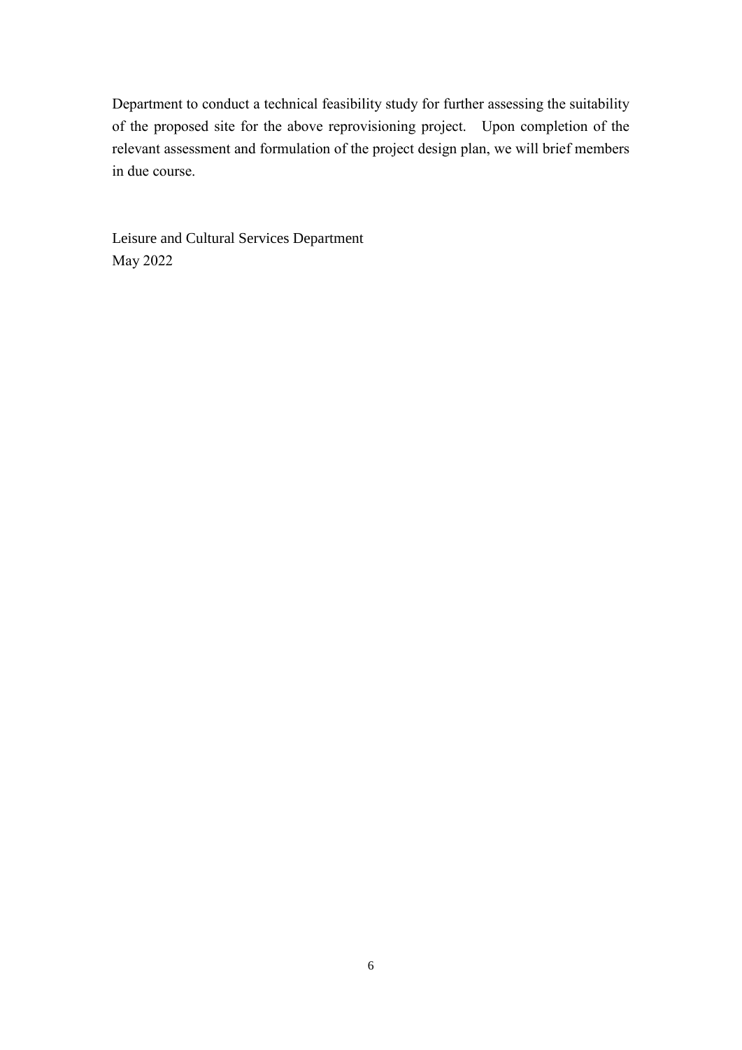Department to conduct a technical feasibility study for further assessing the suitability of the proposed site for the above reprovisioning project. Upon completion of the relevant assessment and formulation of the project design plan, we will brief members in due course.

Leisure and Cultural Services Department
May 2022